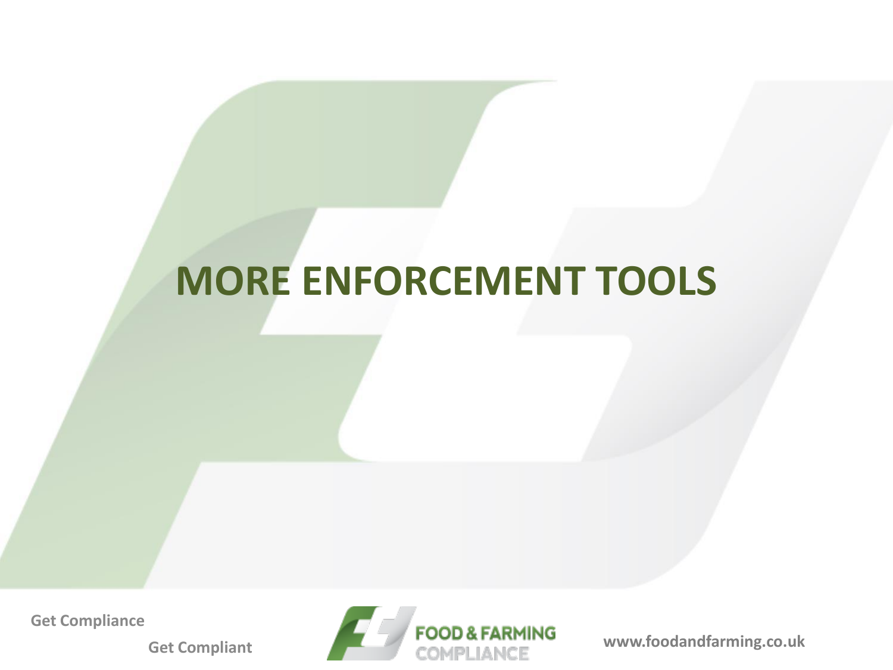# MORE ENFORCEMENT TOOLS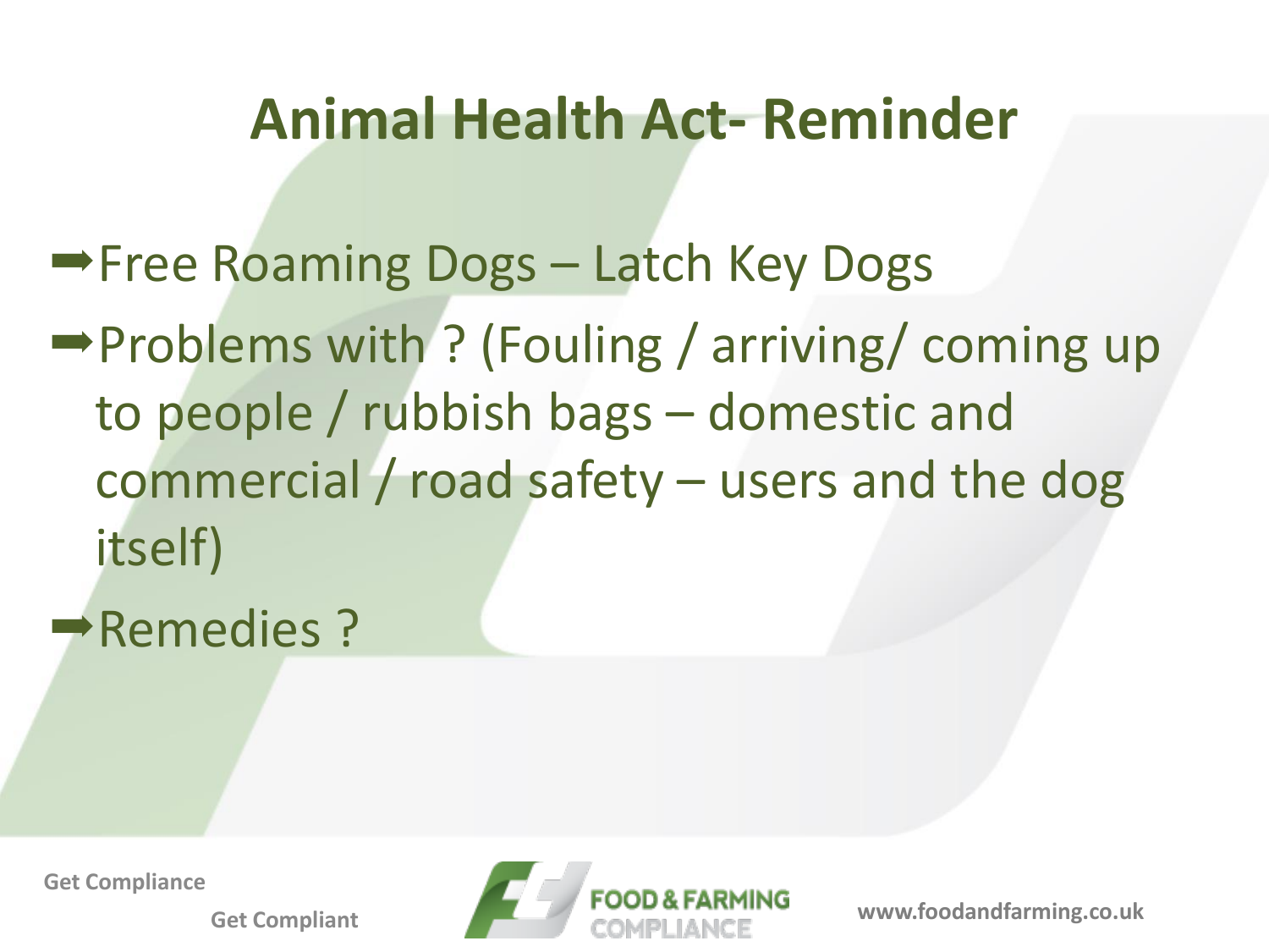# Animal Health Act- Reminder

- ➡Free Roaming Dogs – Latch Key Dogs
- ➡Problems with ? (Fouling / arriving/ coming up to people / rubbish bags – domestic and commercial / road safety – users and the dog itself)
- ➡Remedies ?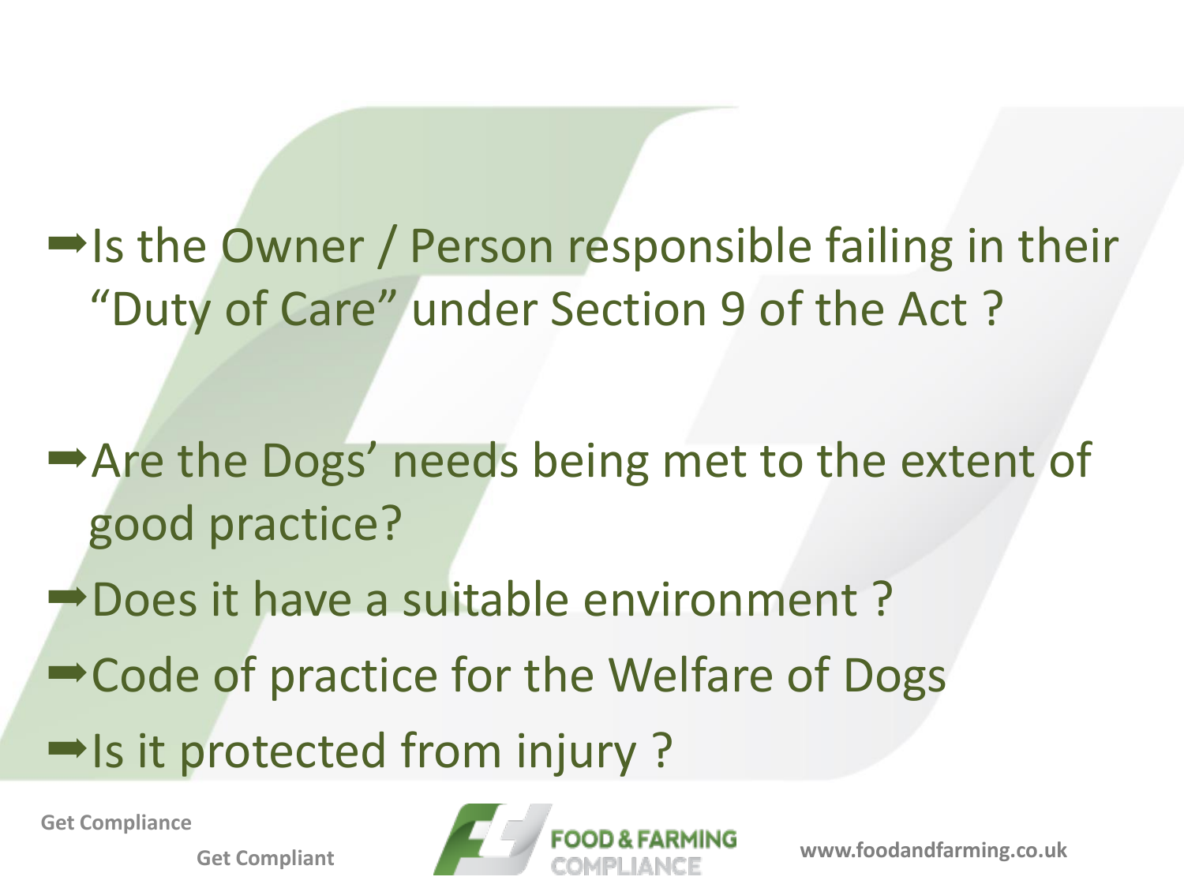- Is the Owner / Person responsible failing in their "Duty of Care" under Section 9 of the Act ?

- Are the Dogs' needs being met to the extent of good practice?
- Does it have a suitable environment ?
- Code of practice for the Welfare of Dogs
- Is it protected from injury ?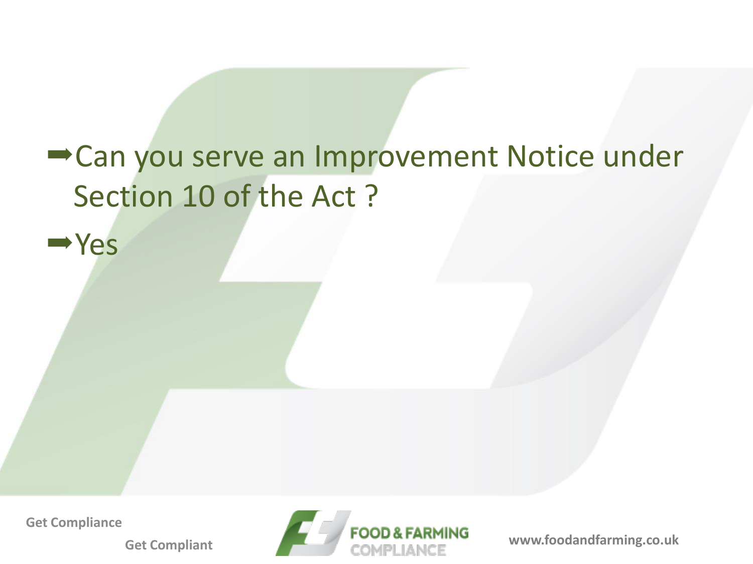- Can you serve an Improvement Notice under Section 10 of the Act ?
- Yes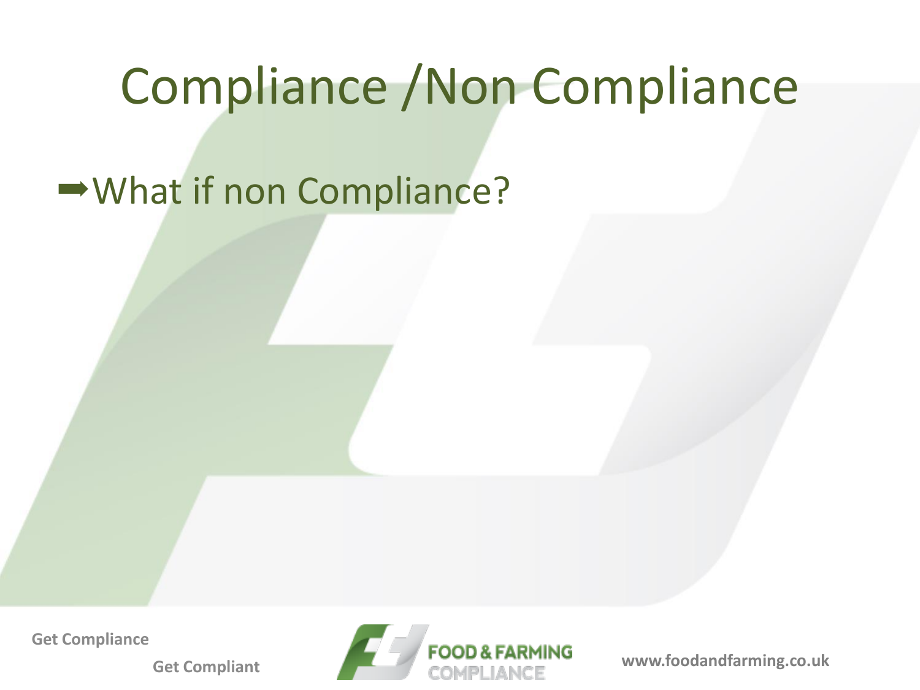# Compliance /Non Compliance

- What if non Compliance?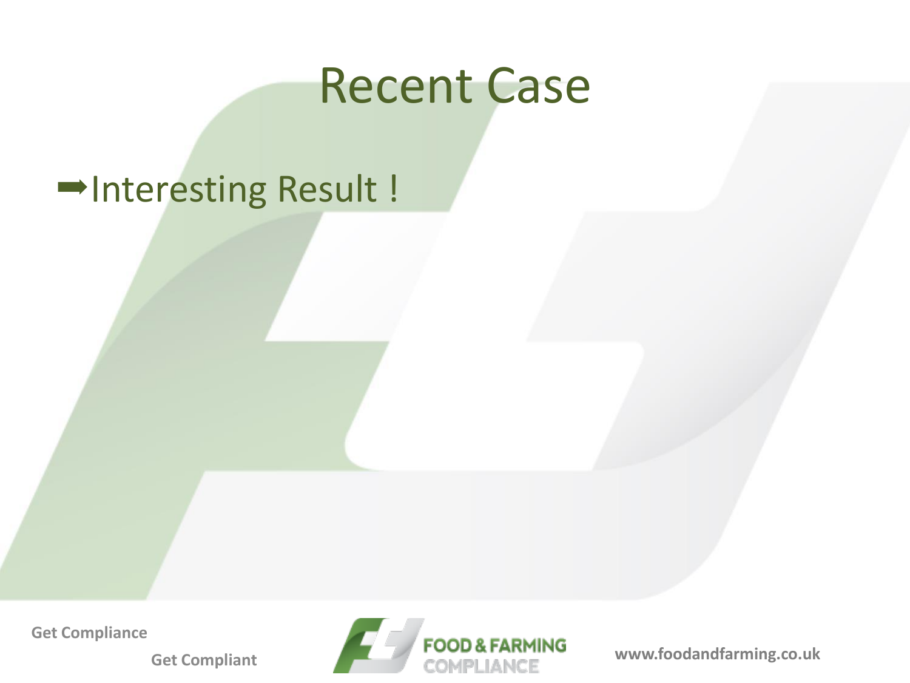# Recent Case

➡Interesting Result !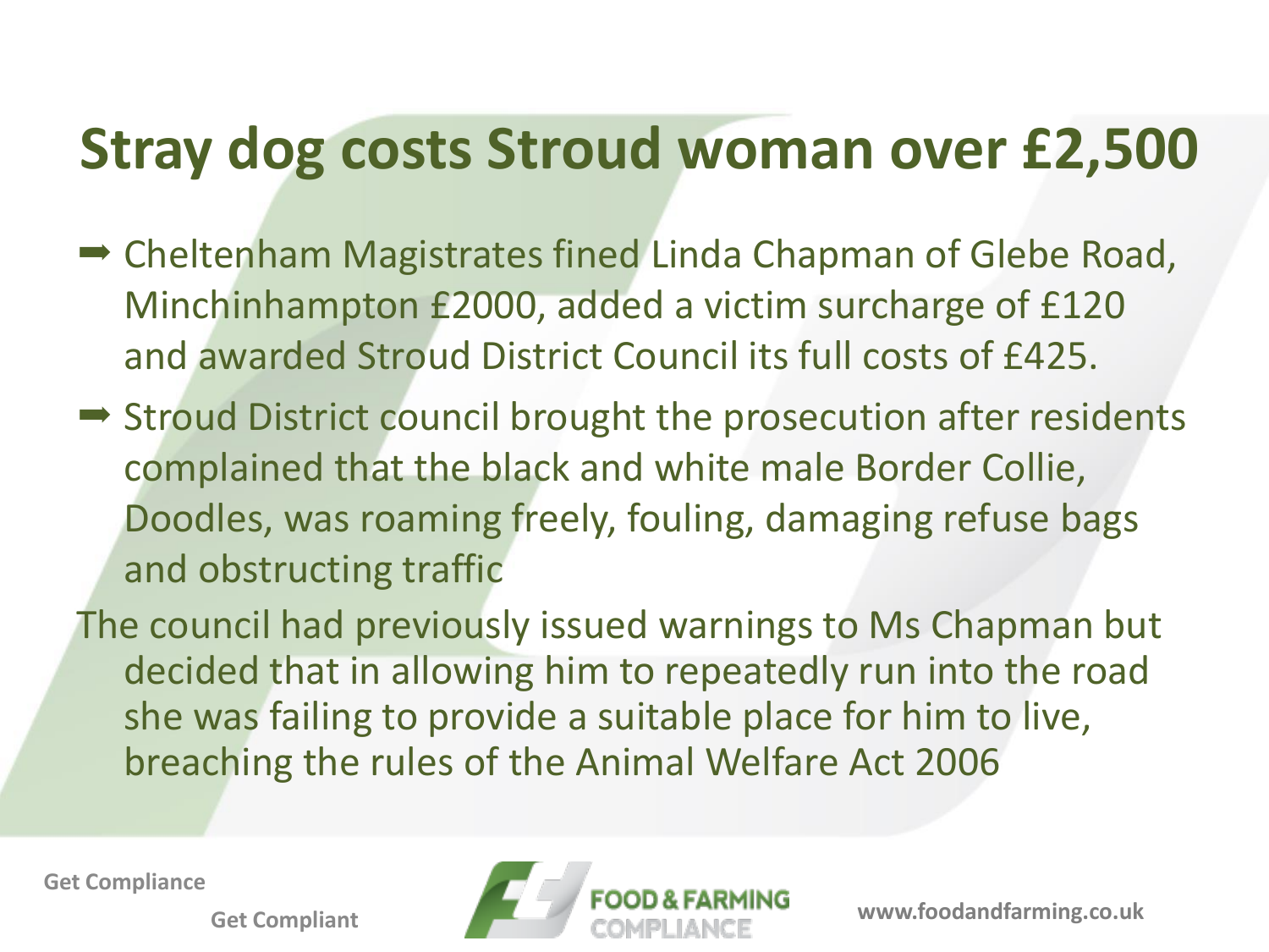# Stray dog costs Stroud woman over £2,500

- Cheltenham Magistrates fined Linda Chapman of Glebe Road, Minchinhampton £2000, added a victim surcharge of £120 and awarded Stroud District Council its full costs of £425.
- Stroud District council brought the prosecution after residents complained that the black and white male Border Collie, Doodles, was roaming freely, fouling, damaging refuse bags and obstructing traffic

The council had previously issued warnings to Ms Chapman but decided that in allowing him to repeatedly run into the road she was failing to provide a suitable place for him to live, breaching the rules of the Animal Welfare Act 2006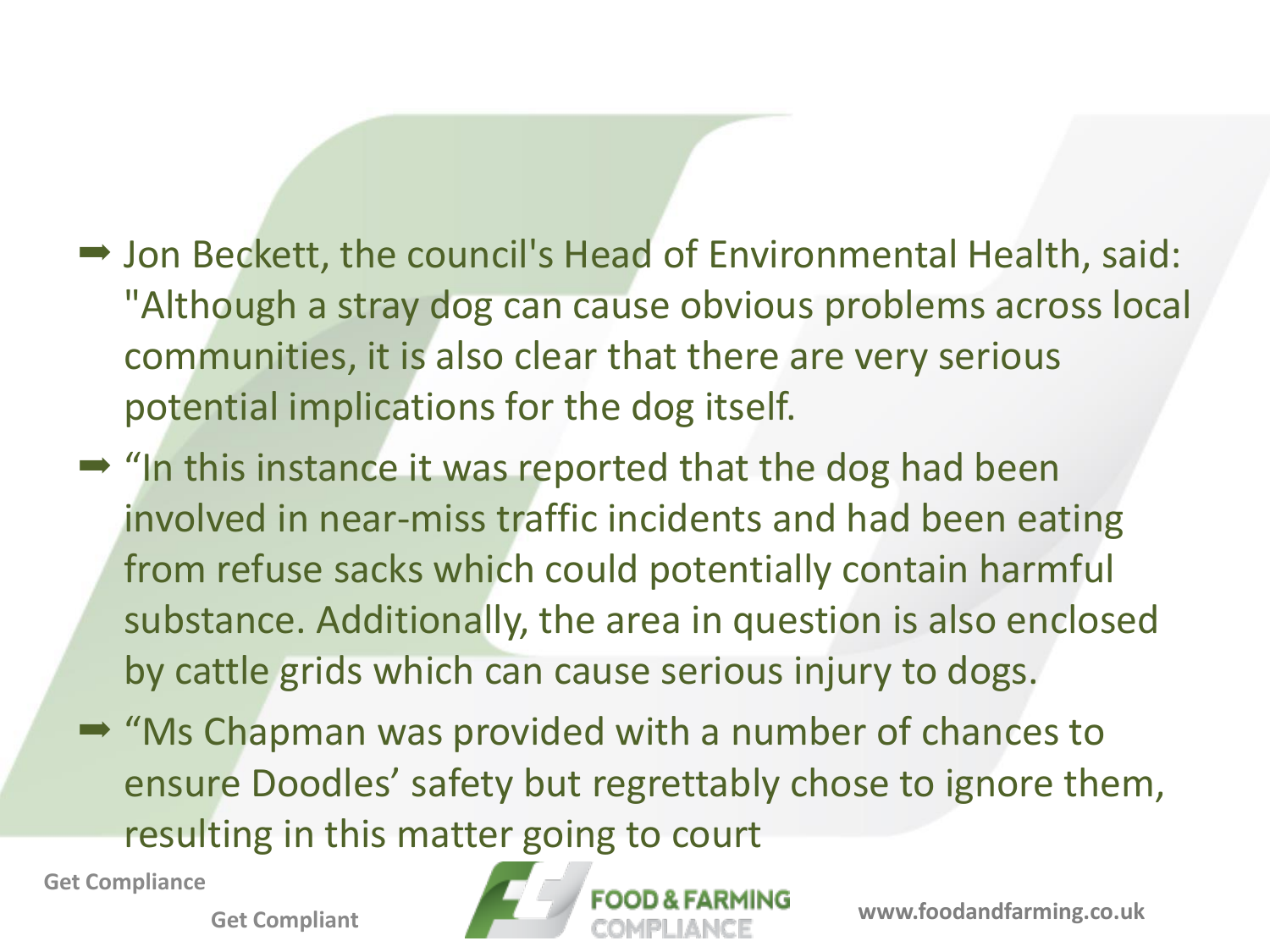- Jon Beckett, the council's Head of Environmental Health, said: "Although a stray dog can cause obvious problems across local communities, it is also clear that there are very serious potential implications for the dog itself.
- "In this instance it was reported that the dog had been involved in near-miss traffic incidents and had been eating from refuse sacks which could potentially contain harmful substance. Additionally, the area in question is also enclosed by cattle grids which can cause serious injury to dogs.
- "Ms Chapman was provided with a number of chances to ensure Doodles' safety but regrettably chose to ignore them, resulting in this matter going to court